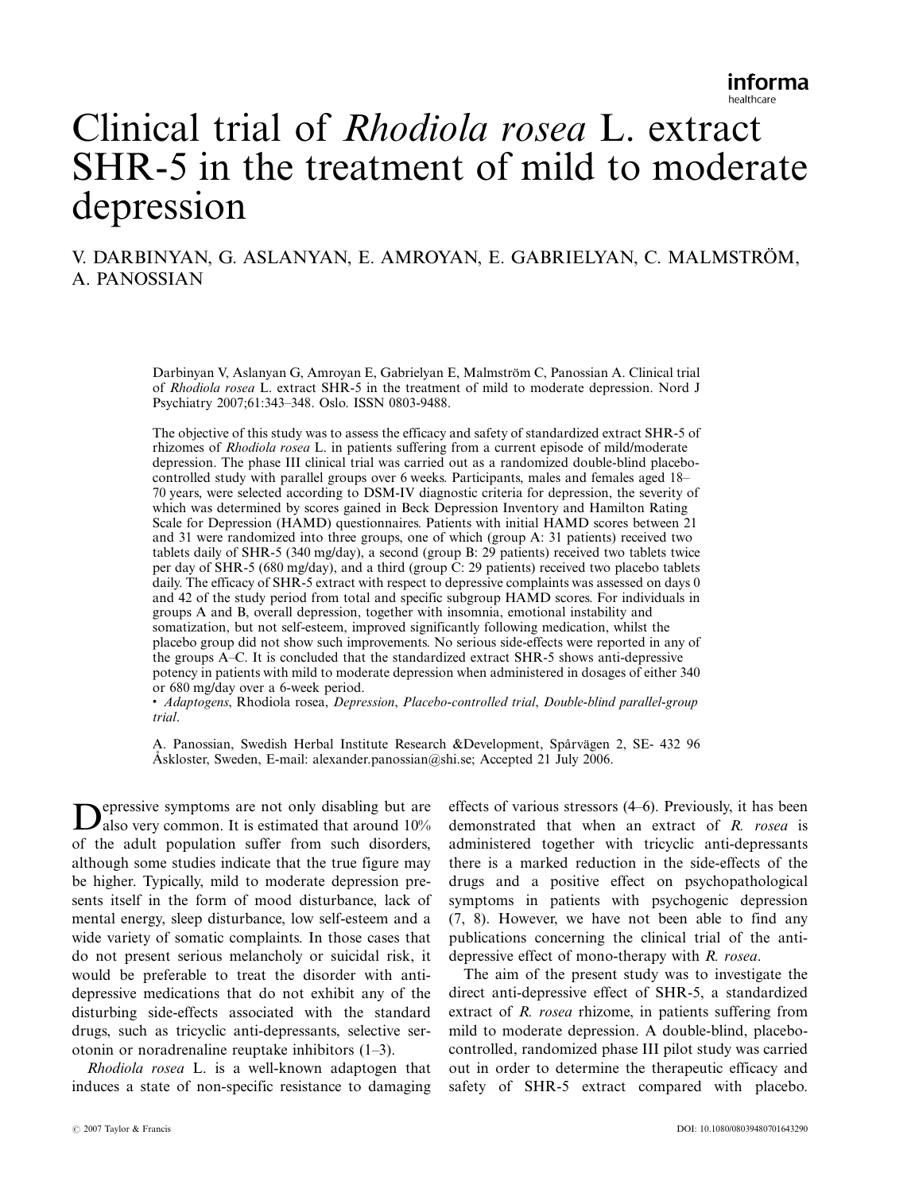# Clinical trial of *Rhodiola rosea* L. extract SHR-5 in the treatment of mild to moderate depression

V. DARBINYAN, G. ASLANYAN, E. AMROYAN, E. GABRIELYAN, C. MALMSTRÖM, A. PANOSSIAN

Darbinyan V, Aslanyan G, Amroyan E, Gabrielyan E, Malmström C, Panossian A. Clinical trial of *Rhodiola rosea* L. extract SHR-5 in the treatment of mild to moderate depression. Nord J Psychiatry 2007;61:343–348. Oslo. ISSN 0803-9488.

The objective of this study was to assess the efficacy and safety of standardized extract SHR-5 of rhizomes of *Rhodiola rosea* L. in patients suffering from a current episode of mild/moderate depression. The phase III clinical trial was carried out as a randomized double-blind placebo-controlled study with parallel groups over 6 weeks. Participants, males and females aged 18–70 years, were selected according to DSM-IV diagnostic criteria for depression, the severity of which was determined by scores gained in Beck Depression Inventory and Hamilton Rating Scale for Depression (HAMD) questionnaires. Patients with initial HAMD scores between 21 and 31 were randomized into three groups, one of which (group A: 31 patients) received two tablets daily of SHR-5 (340 mg/day), a second (group B: 29 patients) received two tablets twice per day of SHR-5 (680 mg/day), and a third (group C: 29 patients) received two placebo tablets daily. The efficacy of SHR-5 extract with respect to depressive complaints was assessed on days 0 and 42 of the study period from total and specific subgroup HAMD scores. For individuals in groups A and B, overall depression, together with insomnia, emotional instability and somatization, but not self-esteem, improved significantly following medication, whilst the placebo group did not show such improvements. No serious side-effects were reported in any of the groups A–C. It is concluded that the standardized extract SHR-5 shows anti-depressive potency in patients with mild to moderate depression when administered in dosages of either 340 or 680 mg/day over a 6-week period.

• *Adaptogens*, Rhodiola rosea, *Depression*, *Placebo-controlled trial*, *Double-blind parallel-group trial*.

A. Panossian, Swedish Herbal Institute Research &Development, Spårvägen 2, SE- 432 96 Åskloster, Sweden, E-mail: alexander.panossian@shi.se; Accepted 21 July 2006.

Depressive symptoms are not only disabling but are also very common. It is estimated that around 10% of the adult population suffer from such disorders, although some studies indicate that the true figure may be higher. Typically, mild to moderate depression presents itself in the form of mood disturbance, lack of mental energy, sleep disturbance, low self-esteem and a wide variety of somatic complaints. In those cases that do not present serious melancholy or suicidal risk, it would be preferable to treat the disorder with anti-depressive medications that do not exhibit any of the disturbing side-effects associated with the standard drugs, such as tricyclic anti-depressants, selective serotonin or noradrenaline reuptake inhibitors (1–3).

*Rhodiola rosea* L. is a well-known adaptogen that induces a state of non-specific resistance to damaging effects of various stressors (4–6). Previously, it has been demonstrated that when an extract of *R. rosea* is administered together with tricyclic anti-depressants there is a marked reduction in the side-effects of the drugs and a positive effect on psychopathological symptoms in patients with psychogenic depression (7, 8). However, we have not been able to find any publications concerning the clinical trial of the anti-depressive effect of mono-therapy with *R. rosea*.

The aim of the present study was to investigate the direct anti-depressive effect of SHR-5, a standardized extract of *R. rosea* rhizome, in patients suffering from mild to moderate depression. A double-blind, placebo-controlled, randomized phase III pilot study was carried out in order to determine the therapeutic efficacy and safety of SHR-5 extract compared with placebo.

© 2007 Taylor & Francis DOI: 10.1080/08039480701643290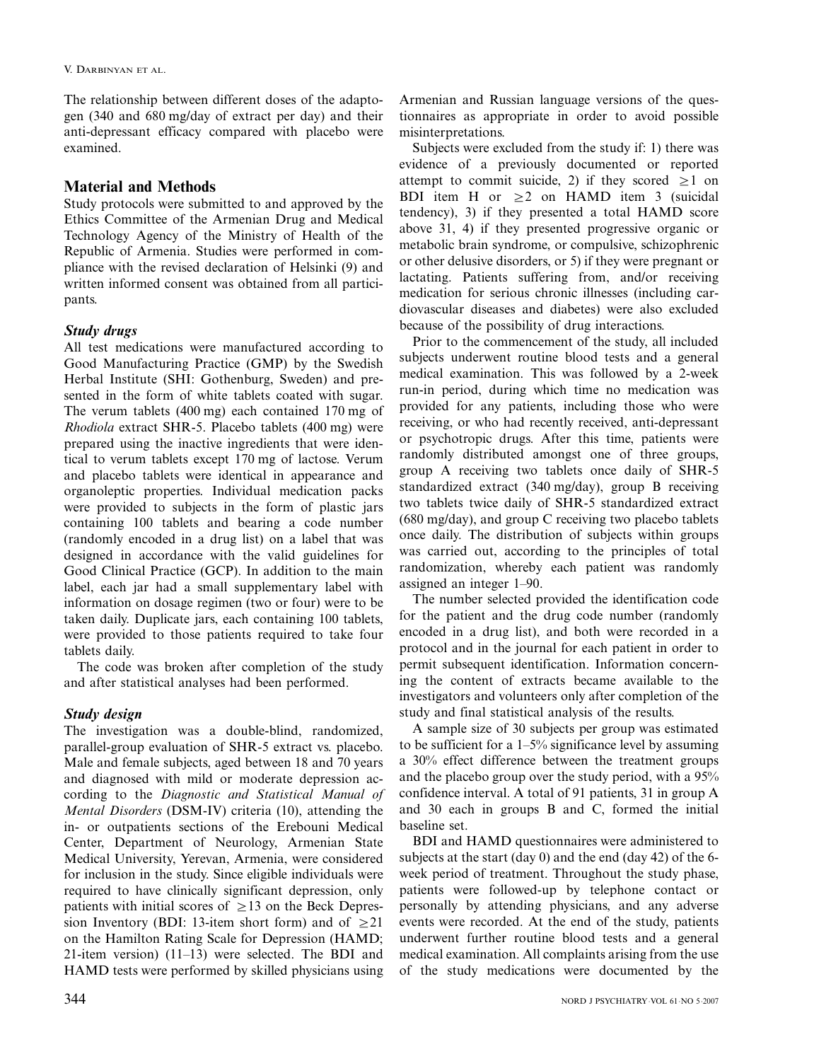The relationship between different doses of the adaptogen (340 and 680 mg/day of extract per day) and their anti-depressant efficacy compared with placebo were examined.

## Material and Methods

Study protocols were submitted to and approved by the Ethics Committee of the Armenian Drug and Medical Technology Agency of the Ministry of Health of the Republic of Armenia. Studies were performed in compliance with the revised declaration of Helsinki (9) and written informed consent was obtained from all participants.

### *Study drugs*

All test medications were manufactured according to Good Manufacturing Practice (GMP) by the Swedish Herbal Institute (SHI: Gothenburg, Sweden) and presented in the form of white tablets coated with sugar. The verum tablets (400 mg) each contained 170 mg of *Rhodiola* extract SHR-5. Placebo tablets (400 mg) were prepared using the inactive ingredients that were identical to verum tablets except 170 mg of lactose. Verum and placebo tablets were identical in appearance and organoleptic properties. Individual medication packs were provided to subjects in the form of plastic jars containing 100 tablets and bearing a code number (randomly encoded in a drug list) on a label that was designed in accordance with the valid guidelines for Good Clinical Practice (GCP). In addition to the main label, each jar had a small supplementary label with information on dosage regimen (two or four) were to be taken daily. Duplicate jars, each containing 100 tablets, were provided to those patients required to take four tablets daily.

The code was broken after completion of the study and after statistical analyses had been performed.

### *Study design*

The investigation was a double-blind, randomized, parallel-group evaluation of SHR-5 extract vs. placebo. Male and female subjects, aged between 18 and 70 years and diagnosed with mild or moderate depression according to the *Diagnostic and Statistical Manual of Mental Disorders* (DSM-IV) criteria (10), attending the in- or outpatients sections of the Erebouni Medical Center, Department of Neurology, Armenian State Medical University, Yerevan, Armenia, were considered for inclusion in the study. Since eligible individuals were required to have clinically significant depression, only patients with initial scores of $\geq 13$ on the Beck Depression Inventory (BDI: 13-item short form) and of $\geq 21$ on the Hamilton Rating Scale for Depression (HAMD; 21-item version) (11–13) were selected. The BDI and HAMD tests were performed by skilled physicians using Armenian and Russian language versions of the questionnaires as appropriate in order to avoid possible misinterpretations.

Subjects were excluded from the study if: 1) there was evidence of a previously documented or reported attempt to commit suicide, 2) if they scored $\geq 1$ on BDI item H or $\geq 2$ on HAMD item 3 (suicidal tendency), 3) if they presented a total HAMD score above 31, 4) if they presented progressive organic or metabolic brain syndrome, or compulsive, schizophrenic or other delusive disorders, or 5) if they were pregnant or lactating. Patients suffering from, and/or receiving medication for serious chronic illnesses (including cardiovascular diseases and diabetes) were also excluded because of the possibility of drug interactions.

Prior to the commencement of the study, all included subjects underwent routine blood tests and a general medical examination. This was followed by a 2-week run-in period, during which time no medication was provided for any patients, including those who were receiving, or who had recently received, anti-depressant or psychotropic drugs. After this time, patients were randomly distributed amongst one of three groups, group A receiving two tablets once daily of SHR-5 standardized extract (340 mg/day), group B receiving two tablets twice daily of SHR-5 standardized extract (680 mg/day), and group C receiving two placebo tablets once daily. The distribution of subjects within groups was carried out, according to the principles of total randomization, whereby each patient was randomly assigned an integer 1–90.

The number selected provided the identification code for the patient and the drug code number (randomly encoded in a drug list), and both were recorded in a protocol and in the journal for each patient in order to permit subsequent identification. Information concerning the content of extracts became available to the investigators and volunteers only after completion of the study and final statistical analysis of the results.

A sample size of 30 subjects per group was estimated to be sufficient for a 1–5% significance level by assuming a 30% effect difference between the treatment groups and the placebo group over the study period, with a 95% confidence interval. A total of 91 patients, 31 in group A and 30 each in groups B and C, formed the initial baseline set.

BDI and HAMD questionnaires were administered to subjects at the start (day 0) and the end (day 42) of the 6-week period of treatment. Throughout the study phase, patients were followed-up by telephone contact or personally by attending physicians, and any adverse events were recorded. At the end of the study, patients underwent further routine blood tests and a general medical examination. All complaints arising from the use of the study medications were documented by the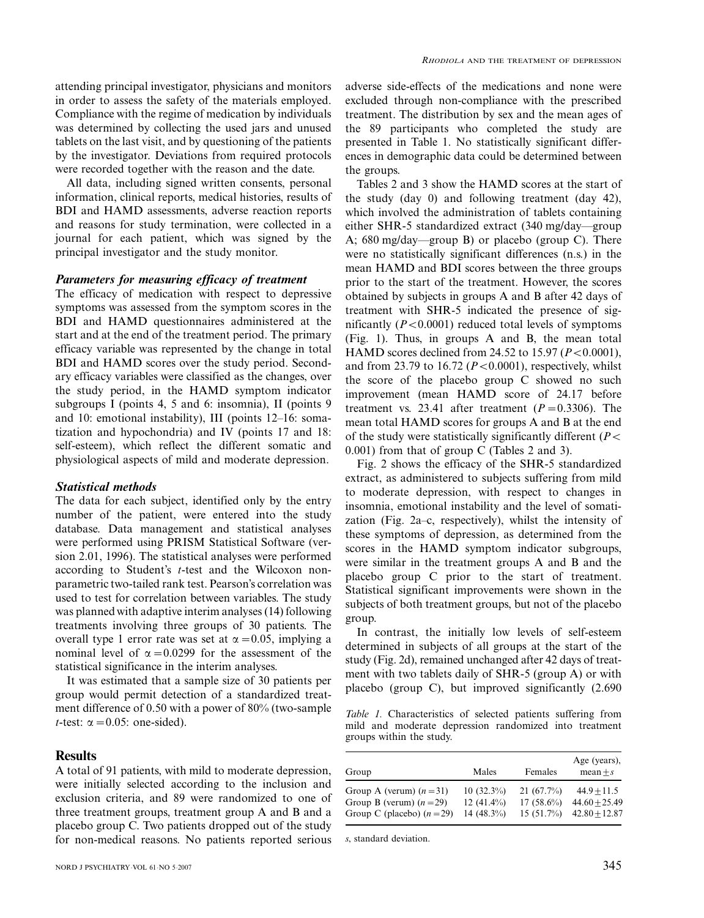attending principal investigator, physicians and monitors in order to assess the safety of the materials employed. Compliance with the regime of medication by individuals was determined by collecting the used jars and unused tablets on the last visit, and by questioning of the patients by the investigator. Deviations from required protocols were recorded together with the reason and the date.

All data, including signed written consents, personal information, clinical reports, medical histories, results of BDI and HAMD assessments, adverse reaction reports and reasons for study termination, were collected in a journal for each patient, which was signed by the principal investigator and the study monitor.

### *Parameters for measuring efficacy of treatment*

The efficacy of medication with respect to depressive symptoms was assessed from the symptom scores in the BDI and HAMD questionnaires administered at the start and at the end of the treatment period. The primary efficacy variable was represented by the change in total BDI and HAMD scores over the study period. Secondary efficacy variables were classified as the changes, over the study period, in the HAMD symptom indicator subgroups I (points 4, 5 and 6: insomnia), II (points 9 and 10: emotional instability), III (points 12–16: somatization and hypochondria) and IV (points 17 and 18: self-esteem), which reflect the different somatic and physiological aspects of mild and moderate depression.

### *Statistical methods*

The data for each subject, identified only by the entry number of the patient, were entered into the study database. Data management and statistical analyses were performed using PRISM Statistical Software (version 2.01, 1996). The statistical analyses were performed according to Student's *t*-test and the Wilcoxon non-parametric two-tailed rank test. Pearson's correlation was used to test for correlation between variables. The study was planned with adaptive interim analyses (14) following treatments involving three groups of 30 patients. The overall type 1 error rate was set at $\alpha = 0.05$, implying a nominal level of $\alpha = 0.0299$ for the assessment of the statistical significance in the interim analyses.

It was estimated that a sample size of 30 patients per group would permit detection of a standardized treatment difference of 0.50 with a power of 80% (two-sample *t*-test: $\alpha = 0.05$: one-sided).

## Results

A total of 91 patients, with mild to moderate depression, were initially selected according to the inclusion and exclusion criteria, and 89 were randomized to one of three treatment groups, treatment group A and B and a placebo group C. Two patients dropped out of the study for non-medical reasons. No patients reported serious adverse side-effects of the medications and none were excluded through non-compliance with the prescribed treatment. The distribution by sex and the mean ages of the 89 participants who completed the study are presented in Table 1. No statistically significant differences in demographic data could be determined between the groups.

Tables 2 and 3 show the HAMD scores at the start of the study (day 0) and following treatment (day 42), which involved the administration of tablets containing either SHR-5 standardized extract (340 mg/day—group A; 680 mg/day—group B) or placebo (group C). There were no statistically significant differences (n.s.) in the mean HAMD and BDI scores between the three groups prior to the start of the treatment. However, the scores obtained by subjects in groups A and B after 42 days of treatment with SHR-5 indicated the presence of significantly ($P < 0.0001$) reduced total levels of symptoms (Fig. 1). Thus, in groups A and B, the mean total HAMD scores declined from 24.52 to 15.97 ($P < 0.0001$), and from 23.79 to 16.72 ($P < 0.0001$), respectively, whilst the score of the placebo group C showed no such improvement (mean HAMD score of 24.17 before treatment vs. 23.41 after treatment ($P = 0.3306$). The mean total HAMD scores for groups A and B at the end of the study were statistically significantly different ($P < 0.001$) from that of group C (Tables 2 and 3).

Fig. 2 shows the efficacy of the SHR-5 standardized extract, as administered to subjects suffering from mild to moderate depression, with respect to changes in insomnia, emotional instability and the level of somatization (Fig. 2a–c, respectively), whilst the intensity of these symptoms of depression, as determined from the scores in the HAMD symptom indicator subgroups, were similar in the treatment groups A and B and the placebo group C prior to the start of treatment. Statistical significant improvements were shown in the subjects of both treatment groups, but not of the placebo group.

In contrast, the initially low levels of self-esteem determined in subjects of all groups at the start of the study (Fig. 2d), remained unchanged after 42 days of treatment with two tablets daily of SHR-5 (group A) or with placebo (group C), but improved significantly (2.690

*Table 1.* Characteristics of selected patients suffering from mild and moderate depression randomized into treatment groups within the study.

| Group | Males | Females | Age (years), mean $\pm s$ |
|---|---|---|---|
| Group A (verum) ($n = 31$) | 10 (32.3%) | 21 (67.7%) | $44.9 \pm 11.5$ |
| Group B (verum) ($n = 29$) | 12 (41.4%) | 17 (58.6%) | $44.60 \pm 25.49$ |
| Group C (placebo) ($n = 29$) | 14 (48.3%) | 15 (51.7%) | $42.80 \pm 12.87$ |

*s*, standard deviation.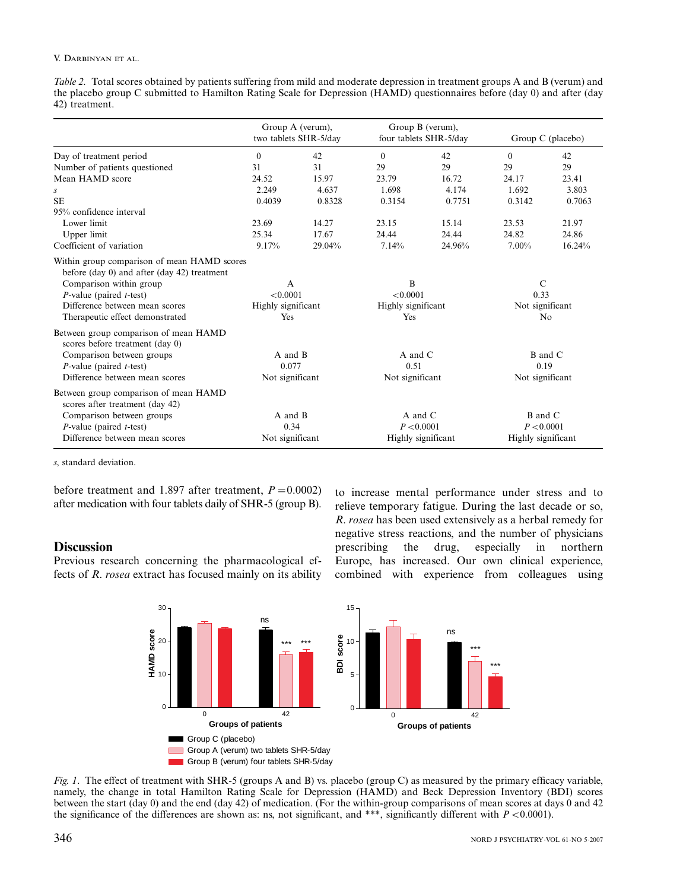*Table 2.* Total scores obtained by patients suffering from mild and moderate depression in treatment groups A and B (verum) and the placebo group C submitted to Hamilton Rating Scale for Depression (HAMD) questionnaires before (day 0) and after (day 42) treatment.

| | Group A (verum), two tablets SHR-5/day | | Group B (verum), four tablets SHR-5/day | | Group C (placebo) | |
|---|---|---|---|---|---|---|
| Day of treatment period | 0 | 42 | 0 | 42 | 0 | 42 |
| Number of patients questioned | 31 | 31 | 29 | 29 | 29 | 29 |
| Mean HAMD score | 24.52 | 15.97 | 23.79 | 16.72 | 24.17 | 23.41 |
| *s* | 2.249 | 4.637 | 1.698 | 4.174 | 1.692 | 3.803 |
| SE | 0.4039 | 0.8328 | 0.3154 | 0.7751 | 0.3142 | 0.7063 |
| 95% confidence interval | | | | | | |
| Lower limit | 23.69 | 14.27 | 23.15 | 15.14 | 23.53 | 21.97 |
| Upper limit | 25.34 | 17.67 | 24.44 | 24.44 | 24.82 | 24.86 |
| Coefficient of variation | 9.17% | 29.04% | 7.14% | 24.96% | 7.00% | 16.24% |
| Within group comparison of mean HAMD scores before (day 0) and after (day 42) treatment | | | | | | |
| Comparison within group | A | | B | | C | |
| *P*-value (paired *t*-test) | <0.0001 | | <0.0001 | | 0.33 | |
| Difference between mean scores | Highly significant | | Highly significant | | Not significant | |
| Therapeutic effect demonstrated | Yes | | Yes | | No | |
| Between group comparison of mean HAMD scores before treatment (day 0) | | | | | | |
| Comparison between groups | A and B | | A and C | | B and C | |
| *P*-value (paired *t*-test) | 0.077 | | 0.51 | | 0.19 | |
| Difference between mean scores | Not significant | | Not significant | | Not significant | |
| Between group comparison of mean HAMD scores after treatment (day 42) | | | | | | |
| Comparison between groups | A and B | | A and C | | B and C | |
| *P*-value (paired *t*-test) | 0.34 | | $P<0.0001$ | | $P<0.0001$ | |
| Difference between mean scores | Not significant | | Highly significant | | Highly significant | |

*s*, standard deviation.

before treatment and 1.897 after treatment, $P=0.0002$) after medication with four tablets daily of SHR-5 (group B).

## Discussion

Previous research concerning the pharmacological effects of *R. rosea* extract has focused mainly on its ability to increase mental performance under stress and to relieve temporary fatigue. During the last decade or so, *R. rosea* has been used extensively as a herbal remedy for negative stress reactions, and the number of physicians prescribing the drug, especially in northern Europe, has increased. Our own clinical experience, combined with experience from colleagues using

*Fig. 1.* The effect of treatment with SHR-5 (groups A and B) vs. placebo (group C) as measured by the primary efficacy variable, namely, the change in total Hamilton Rating Scale for Depression (HAMD) and Beck Depression Inventory (BDI) scores between the start (day 0) and the end (day 42) of medication. (For the within-group comparisons of mean scores at days 0 and 42 the significance of the differences are shown as: ns, not significant, and ***, significantly different with $P<0.0001$).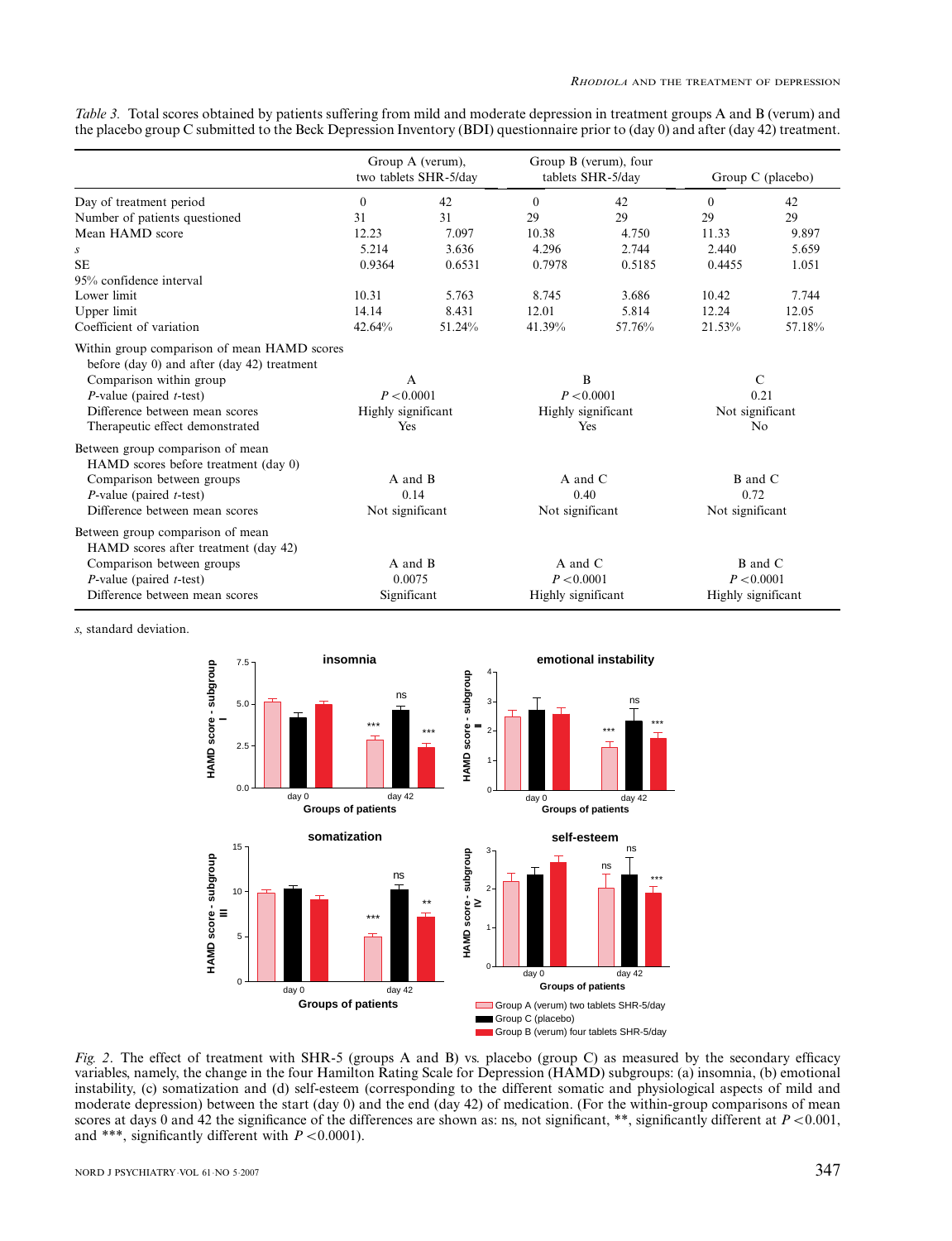*Table 3.* Total scores obtained by patients suffering from mild and moderate depression in treatment groups A and B (verum) and the placebo group C submitted to the Beck Depression Inventory (BDI) questionnaire prior to (day 0) and after (day 42) treatment.

| | Group A (verum), two tablets SHR-5/day | | Group B (verum), four tablets SHR-5/day | | Group C (placebo) | |
|---|---|---|---|---|---|---|
| Day of treatment period | 0 | 42 | 0 | 42 | 0 | 42 |
| Number of patients questioned | 31 | 31 | 29 | 29 | 29 | 29 |
| Mean HAMD score | 12.23 | 7.097 | 10.38 | 4.750 | 11.33 | 9.897 |
| *s* | 5.214 | 3.636 | 4.296 | 2.744 | 2.440 | 5.659 |
| SE | 0.9364 | 0.6531 | 0.7978 | 0.5185 | 0.4455 | 1.051 |
| 95% confidence interval | | | | | | |
| Lower limit | 10.31 | 5.763 | 8.745 | 3.686 | 10.42 | 7.744 |
| Upper limit | 14.14 | 8.431 | 12.01 | 5.814 | 12.24 | 12.05 |
| Coefficient of variation | 42.64% | 51.24% | 41.39% | 57.76% | 21.53% | 57.18% |
| Within group comparison of mean HAMD scores before (day 0) and after (day 42) treatment | | | | | | |
| Comparison within group | A | | B | | C | |
| *P*-value (paired *t*-test) | $P<0.0001$ | | $P<0.0001$ | | 0.21 | |
| Difference between mean scores | Highly significant | | Highly significant | | Not significant | |
| Therapeutic effect demonstrated | Yes | | Yes | | No | |
| Between group comparison of mean HAMD scores before treatment (day 0) | | | | | | |
| Comparison between groups | A and B | | A and C | | B and C | |
| *P*-value (paired *t*-test) | 0.14 | | 0.40 | | 0.72 | |
| Difference between mean scores | Not significant | | Not significant | | Not significant | |
| Between group comparison of mean HAMD scores after treatment (day 42) | | | | | | |
| Comparison between groups | A and B | | A and C | | B and C | |
| *P*-value (paired *t*-test) | 0.0075 | | $P<0.0001$ | | $P<0.0001$ | |
| Difference between mean scores | Significant | | Highly significant | | Highly significant | |

*s*, standard deviation.

*Fig. 2.* The effect of treatment with SHR-5 (groups A and B) vs. placebo (group C) as measured by the secondary efficacy variables, namely, the change in the four Hamilton Rating Scale for Depression (HAMD) subgroups: (a) insomnia, (b) emotional instability, (c) somatization and (d) self-esteem (corresponding to the different somatic and physiological aspects of mild and moderate depression) between the start (day 0) and the end (day 42) of medication. (For the within-group comparisons of mean scores at days 0 and 42 the significance of the differences are shown as: ns, not significant, **, significantly different at $P<0.001$, and ***, significantly different with $P<0.0001$).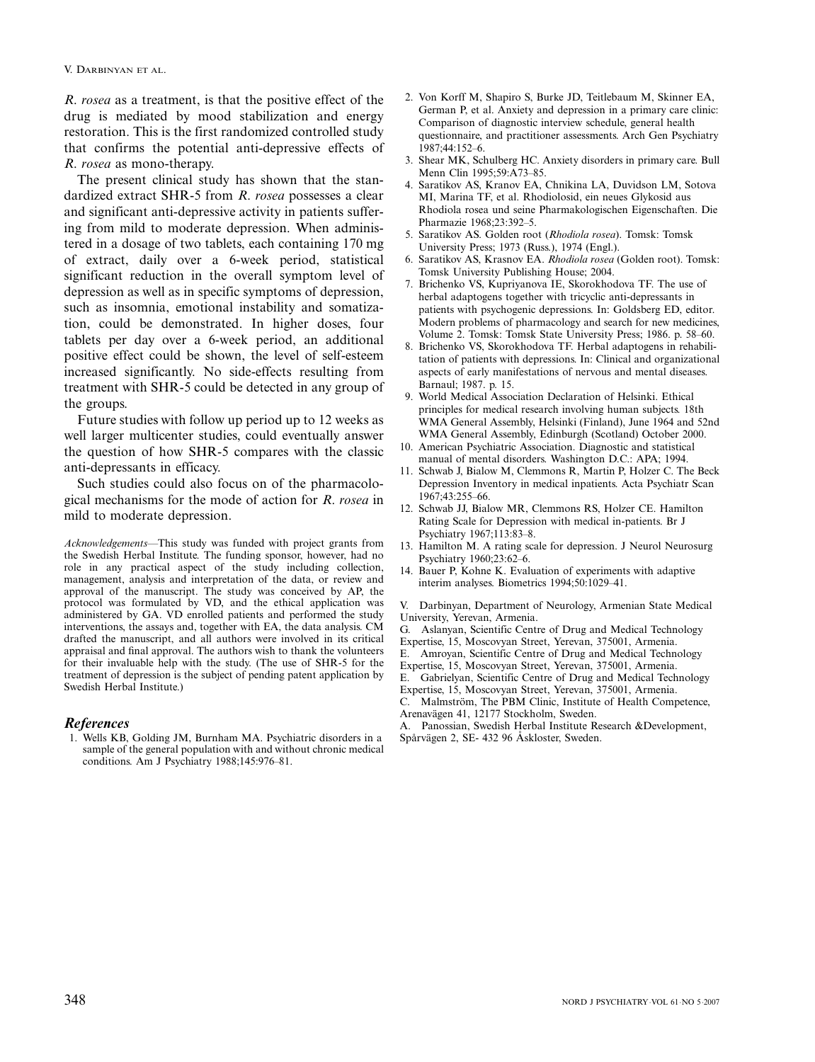*R. rosea* as a treatment, is that the positive effect of the drug is mediated by mood stabilization and energy restoration. This is the first randomized controlled study that confirms the potential anti-depressive effects of *R. rosea* as mono-therapy.

The present clinical study has shown that the standardized extract SHR-5 from *R. rosea* possesses a clear and significant anti-depressive activity in patients suffering from mild to moderate depression. When administered in a dosage of two tablets, each containing 170 mg of extract, daily over a 6-week period, statistical significant reduction in the overall symptom level of depression as well as in specific symptoms of depression, such as insomnia, emotional instability and somatization, could be demonstrated. In higher doses, four tablets per day over a 6-week period, an additional positive effect could be shown, the level of self-esteem increased significantly. No side-effects resulting from treatment with SHR-5 could be detected in any group of the groups.

Future studies with follow up period up to 12 weeks as well larger multicenter studies, could eventually answer the question of how SHR-5 compares with the classic anti-depressants in efficacy.

Such studies could also focus on of the pharmacological mechanisms for the mode of action for *R. rosea* in mild to moderate depression.

*Acknowledgements*—This study was funded with project grants from the Swedish Herbal Institute. The funding sponsor, however, had no role in any practical aspect of the study including collection, management, analysis and interpretation of the data, or review and approval of the manuscript. The study was conceived by AP, the protocol was formulated by VD, and the ethical application was administered by GA. VD enrolled patients and performed the study interventions, the assays and, together with EA, the data analysis. CM drafted the manuscript, and all authors were involved in its critical appraisal and final approval. The authors wish to thank the volunteers for their invaluable help with the study. (The use of SHR-5 for the treatment of depression is the subject of pending patent application by Swedish Herbal Institute.)

## References

1. Wells KB, Golding JM, Burnham MA. Psychiatric disorders in a sample of the general population with and without chronic medical conditions. Am J Psychiatry 1988;145:976–81.
2. Von Korff M, Shapiro S, Burke JD, Teitlebaum M, Skinner EA, German P, et al. Anxiety and depression in a primary care clinic: Comparison of diagnostic interview schedule, general health questionnaire, and practitioner assessments. Arch Gen Psychiatry 1987;44:152–6.
3. Shear MK, Schulberg HC. Anxiety disorders in primary care. Bull Menn Clin 1995;59:A73–85.
4. Saratikov AS, Kranov EA, Chnikina LA, Duvidson LM, Sotova MI, Marina TF, et al. Rhodiolosid, ein neues Glykosid aus Rhodiola rosea und seine Pharmakologischen Eigenschaften. Die Pharmazie 1968;23:392–5.
5. Saratikov AS. Golden root (*Rhodiola rosea*). Tomsk: Tomsk University Press; 1973 (Russ.), 1974 (Engl.).
6. Saratikov AS, Krasnov EA. *Rhodiola rosea* (Golden root). Tomsk: Tomsk University Publishing House; 2004.
7. Brichenko VS, Kupriyanova IE, Skorokhodova TF. The use of herbal adaptogens together with tricyclic anti-depressants in patients with psychogenic depressions. In: Goldsberg ED, editor. Modern problems of pharmacology and search for new medicines, Volume 2. Tomsk: Tomsk State University Press; 1986. p. 58–60.
8. Brichenko VS, Skorokhodova TF. Herbal adaptogens in rehabilitation of patients with depressions. In: Clinical and organizational aspects of early manifestations of nervous and mental diseases. Barnaul; 1987. p. 15.
9. World Medical Association Declaration of Helsinki. Ethical principles for medical research involving human subjects. 18th WMA General Assembly, Helsinki (Finland), June 1964 and 52nd WMA General Assembly, Edinburgh (Scotland) October 2000.
10. American Psychiatric Association. Diagnostic and statistical manual of mental disorders. Washington D.C.: APA; 1994.
11. Schwab J, Bialow M, Clemmons R, Martin P, Holzer C. The Beck Depression Inventory in medical inpatients. Acta Psychiatr Scan 1967;43:255–66.
12. Schwab JJ, Bialow MR, Clemmons RS, Holzer CE. Hamilton Rating Scale for Depression with medical in-patients. Br J Psychiatry 1967;113:83–8.
13. Hamilton M. A rating scale for depression. J Neurol Neurosurg Psychiatry 1960;23:62–6.
14. Bauer P, Kohne K. Evaluation of experiments with adaptive interim analyses. Biometrics 1994;50:1029–41.

V. Darbinyan, Department of Neurology, Armenian State Medical University, Yerevan, Armenia.
G. Aslanyan, Scientific Centre of Drug and Medical Technology Expertise, 15, Moscovyan Street, Yerevan, 375001, Armenia.
E. Amroyan, Scientific Centre of Drug and Medical Technology Expertise, 15, Moscovyan Street, Yerevan, 375001, Armenia.
E. Gabrielyan, Scientific Centre of Drug and Medical Technology Expertise, 15, Moscovyan Street, Yerevan, 375001, Armenia.
C. Malmström, The PBM Clinic, Institute of Health Competence, Arenavägen 41, 12177 Stockholm, Sweden.
A. Panossian, Swedish Herbal Institute Research &Development, Spårvägen 2, SE- 432 96 Åskloster, Sweden.